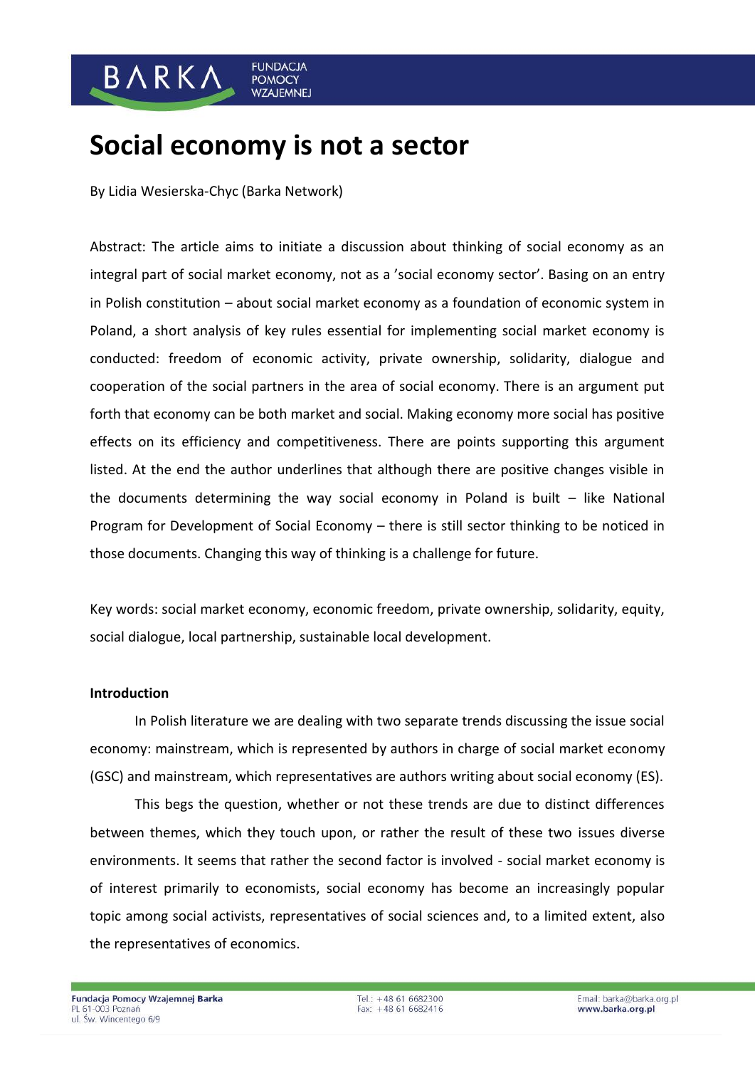# Social economy is not a sector

By Lidia Wesierska-Chyc (Barka Network)

Abstract: The article aims to initiate a discussion about thinking of social economy as an integral part of social market economy, not as a 'social economy sector'. Basing on an entry in Polish constitution – about social market economy as a foundation of economic system in Poland, a short analysis of key rules essential for implementing social market economy is conducted: freedom of economic activity, private ownership, solidarity, dialogue and cooperation of the social partners in the area of social economy. There is an argument put forth that economy can be both market and social. Making economy more social has positive effects on its efficiency and competitiveness. There are points supporting this argument listed. At the end the author underlines that although there are positive changes visible in the documents determining the way social economy in Poland is built – like National Program for Development of Social Economy – there is still sector thinking to be noticed in those documents. Changing this way of thinking is a challenge for future.

Key words: social market economy, economic freedom, private ownership, solidarity, equity, social dialogue, local partnership, sustainable local development.

**Introduction**

In Polish literature we are dealing with two separate trends discussing the issue social economy: mainstream, which is represented by authors in charge of social market economy (GSC) and mainstream, which representatives are authors writing about social economy (ES).

This begs the question, whether or not these trends are due to distinct differences between themes, which they touch upon, or rather the result of these two issues diverse environments. It seems that rather the second factor is involved - social market economy is of interest primarily to economists, social economy has become an increasingly popular topic among social activists, representatives of social sciences and, to a limited extent, also the representatives of economics.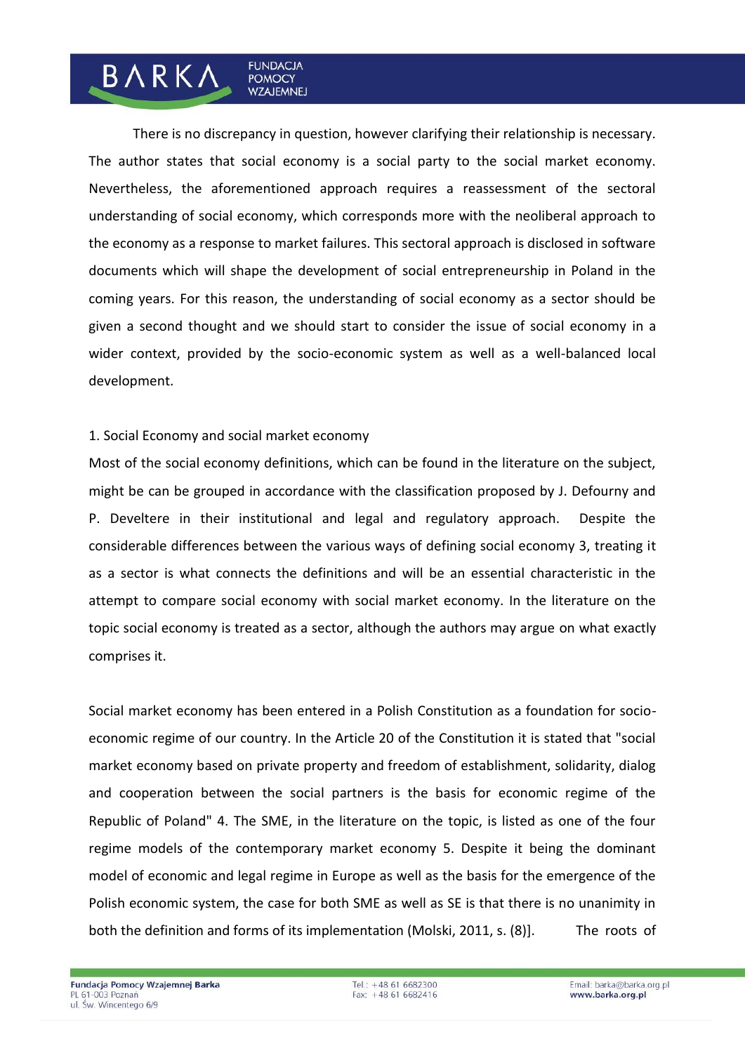There is no discrepancy in question, however clarifying their relationship is necessary. The author states that social economy is a social party to the social market economy. Nevertheless, the aforementioned approach requires a reassessment of the sectoral understanding of social economy, which corresponds more with the neoliberal approach to the economy as a response to market failures. This sectoral approach is disclosed in software documents which will shape the development of social entrepreneurship in Poland in the coming years. For this reason, the understanding of social economy as a sector should be given a second thought and we should start to consider the issue of social economy in a wider context, provided by the socio-economic system as well as a well-balanced local development.

## 1. Social Economy and social market economy

Most of the social economy definitions, which can be found in the literature on the subject, might be can be grouped in accordance with the classification proposed by J. Defourny and P. Develtere in their institutional and legal and regulatory approach. Despite the considerable differences between the various ways of defining social economy 3, treating it as a sector is what connects the definitions and will be an essential characteristic in the attempt to compare social economy with social market economy. In the literature on the topic social economy is treated as a sector, although the authors may argue on what exactly comprises it.

Social market economy has been entered in a Polish Constitution as a foundation for socio-economic regime of our country. In the Article 20 of the Constitution it is stated that "social market economy based on private property and freedom of establishment, solidarity, dialog and cooperation between the social partners is the basis for economic regime of the Republic of Poland" 4. The SME, in the literature on the topic, is listed as one of the four regime models of the contemporary market economy 5. Despite it being the dominant model of economic and legal regime in Europe as well as the basis for the emergence of the Polish economic system, the case for both SME as well as SE is that there is no unanimity in both the definition and forms of its implementation (Molski, 2011, s. (8)]. The roots of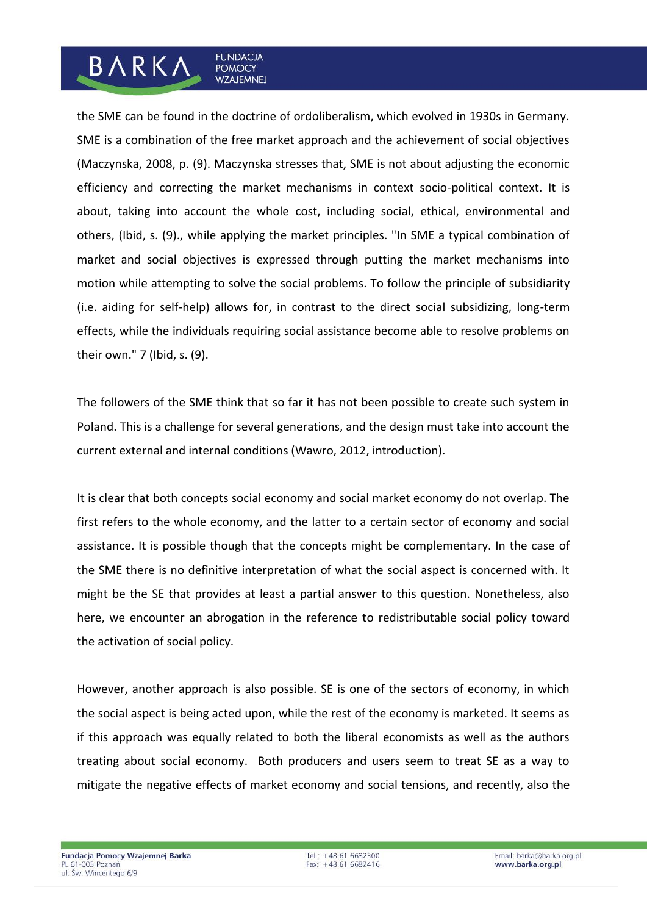the SME can be found in the doctrine of ordoliberalism, which evolved in 1930s in Germany. SME is a combination of the free market approach and the achievement of social objectives (Maczynska, 2008, p. (9). Maczynska stresses that, SME is not about adjusting the economic efficiency and correcting the market mechanisms in context socio-political context. It is about, taking into account the whole cost, including social, ethical, environmental and others, (Ibid, s. (9)., while applying the market principles. "In SME a typical combination of market and social objectives is expressed through putting the market mechanisms into motion while attempting to solve the social problems. To follow the principle of subsidiarity (i.e. aiding for self-help) allows for, in contrast to the direct social subsidizing, long-term effects, while the individuals requiring social assistance become able to resolve problems on their own." 7 (Ibid, s. (9).

The followers of the SME think that so far it has not been possible to create such system in Poland. This is a challenge for several generations, and the design must take into account the current external and internal conditions (Wawro, 2012, introduction).

It is clear that both concepts social economy and social market economy do not overlap. The first refers to the whole economy, and the latter to a certain sector of economy and social assistance. It is possible though that the concepts might be complementary. In the case of the SME there is no definitive interpretation of what the social aspect is concerned with. It might be the SE that provides at least a partial answer to this question. Nonetheless, also here, we encounter an abrogation in the reference to redistributable social policy toward the activation of social policy.

However, another approach is also possible. SE is one of the sectors of economy, in which the social aspect is being acted upon, while the rest of the economy is marketed. It seems as if this approach was equally related to both the liberal economists as well as the authors treating about social economy. Both producers and users seem to treat SE as a way to mitigate the negative effects of market economy and social tensions, and recently, also the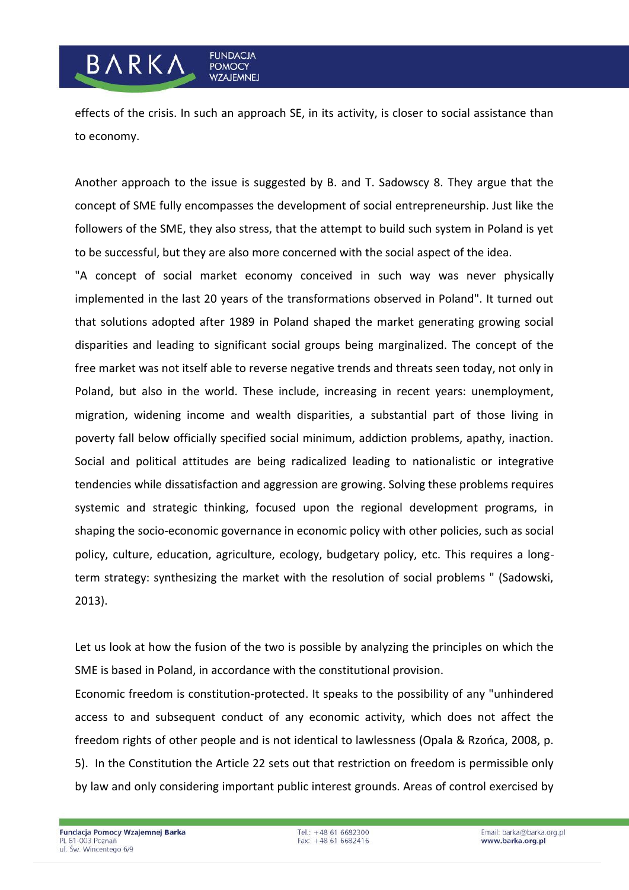effects of the crisis. In such an approach SE, in its activity, is closer to social assistance than to economy.

Another approach to the issue is suggested by B. and T. Sadowscy 8. They argue that the concept of SME fully encompasses the development of social entrepreneurship. Just like the followers of the SME, they also stress, that the attempt to build such system in Poland is yet to be successful, but they are also more concerned with the social aspect of the idea.

"A concept of social market economy conceived in such way was never physically implemented in the last 20 years of the transformations observed in Poland". It turned out that solutions adopted after 1989 in Poland shaped the market generating growing social disparities and leading to significant social groups being marginalized. The concept of the free market was not itself able to reverse negative trends and threats seen today, not only in Poland, but also in the world. These include, increasing in recent years: unemployment, migration, widening income and wealth disparities, a substantial part of those living in poverty fall below officially specified social minimum, addiction problems, apathy, inaction. Social and political attitudes are being radicalized leading to nationalistic or integrative tendencies while dissatisfaction and aggression are growing. Solving these problems requires systemic and strategic thinking, focused upon the regional development programs, in shaping the socio-economic governance in economic policy with other policies, such as social policy, culture, education, agriculture, ecology, budgetary policy, etc. This requires a long-term strategy: synthesizing the market with the resolution of social problems " (Sadowski, 2013).

Let us look at how the fusion of the two is possible by analyzing the principles on which the SME is based in Poland, in accordance with the constitutional provision.

Economic freedom is constitution-protected. It speaks to the possibility of any "unhindered access to and subsequent conduct of any economic activity, which does not affect the freedom rights of other people and is not identical to lawlessness (Opala & Rzońca, 2008, p. 5). In the Constitution the Article 22 sets out that restriction on freedom is permissible only by law and only considering important public interest grounds. Areas of control exercised by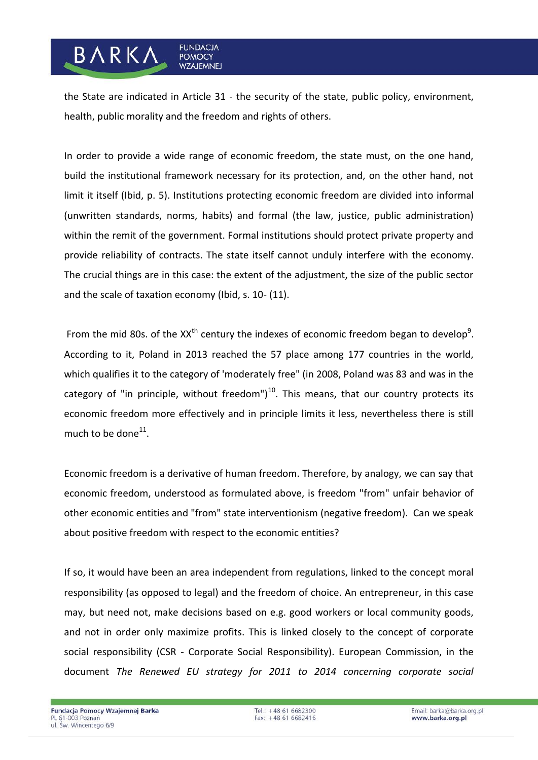the State are indicated in Article 31 - the security of the state, public policy, environment, health, public morality and the freedom and rights of others.

In order to provide a wide range of economic freedom, the state must, on the one hand, build the institutional framework necessary for its protection, and, on the other hand, not limit it itself (Ibid, p. 5). Institutions protecting economic freedom are divided into informal (unwritten standards, norms, habits) and formal (the law, justice, public administration) within the remit of the government. Formal institutions should protect private property and provide reliability of contracts. The state itself cannot unduly interfere with the economy. The crucial things are in this case: the extent of the adjustment, the size of the public sector and the scale of taxation economy (Ibid, s. 10- (11).

From the mid 80s. of the XX$^{th}$ century the indexes of economic freedom began to develop[9]. According to it, Poland in 2013 reached the 57 place among 177 countries in the world, which qualifies it to the category of 'moderately free" (in 2008, Poland was 83 and was in the category of "in principle, without freedom")[10]. This means, that our country protects its economic freedom more effectively and in principle limits it less, nevertheless there is still much to be done[11].

Economic freedom is a derivative of human freedom. Therefore, by analogy, we can say that economic freedom, understood as formulated above, is freedom "from" unfair behavior of other economic entities and "from" state interventionism (negative freedom). Can we speak about positive freedom with respect to the economic entities?

If so, it would have been an area independent from regulations, linked to the concept moral responsibility (as opposed to legal) and the freedom of choice. An entrepreneur, in this case may, but need not, make decisions based on e.g. good workers or local community goods, and not in order only maximize profits. This is linked closely to the concept of corporate social responsibility (CSR - Corporate Social Responsibility). European Commission, in the document *The Renewed EU strategy for 2011 to 2014 concerning corporate social*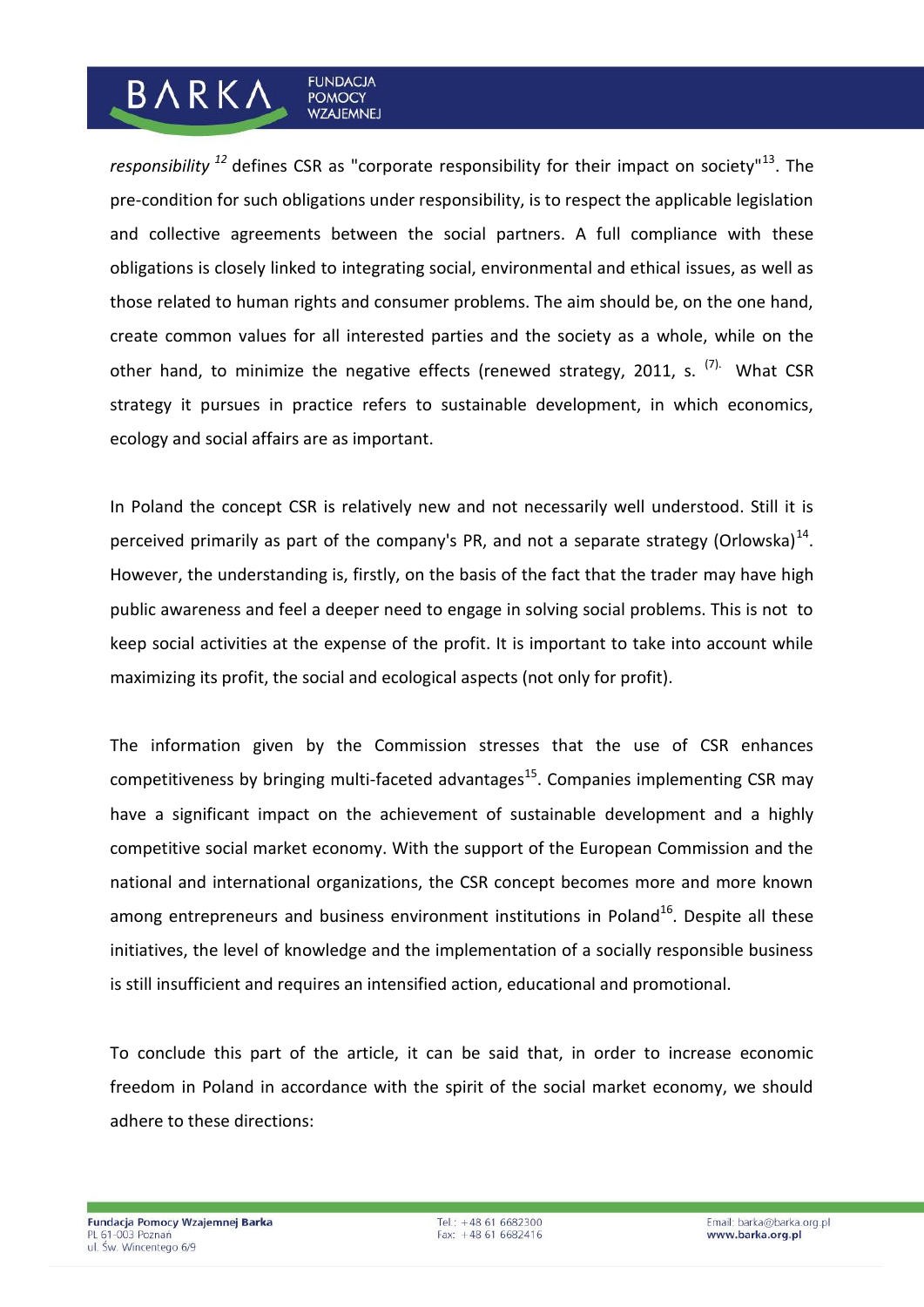*responsibility* [12] defines CSR as "corporate responsibility for their impact on society"[13]. The pre-condition for such obligations under responsibility, is to respect the applicable legislation and collective agreements between the social partners. A full compliance with these obligations is closely linked to integrating social, environmental and ethical issues, as well as those related to human rights and consumer problems. The aim should be, on the one hand, create common values for all interested parties and the society as a whole, while on the other hand, to minimize the negative effects (renewed strategy, 2011, s. (7). What CSR strategy it pursues in practice refers to sustainable development, in which economics, ecology and social affairs are as important.

In Poland the concept CSR is relatively new and not necessarily well understood. Still it is perceived primarily as part of the company's PR, and not a separate strategy (Orlowska)[14]. However, the understanding is, firstly, on the basis of the fact that the trader may have high public awareness and feel a deeper need to engage in solving social problems. This is not to keep social activities at the expense of the profit. It is important to take into account while maximizing its profit, the social and ecological aspects (not only for profit).

The information given by the Commission stresses that the use of CSR enhances competitiveness by bringing multi-faceted advantages[15]. Companies implementing CSR may have a significant impact on the achievement of sustainable development and a highly competitive social market economy. With the support of the European Commission and the national and international organizations, the CSR concept becomes more and more known among entrepreneurs and business environment institutions in Poland[16]. Despite all these initiatives, the level of knowledge and the implementation of a socially responsible business is still insufficient and requires an intensified action, educational and promotional.

To conclude this part of the article, it can be said that, in order to increase economic freedom in Poland in accordance with the spirit of the social market economy, we should adhere to these directions: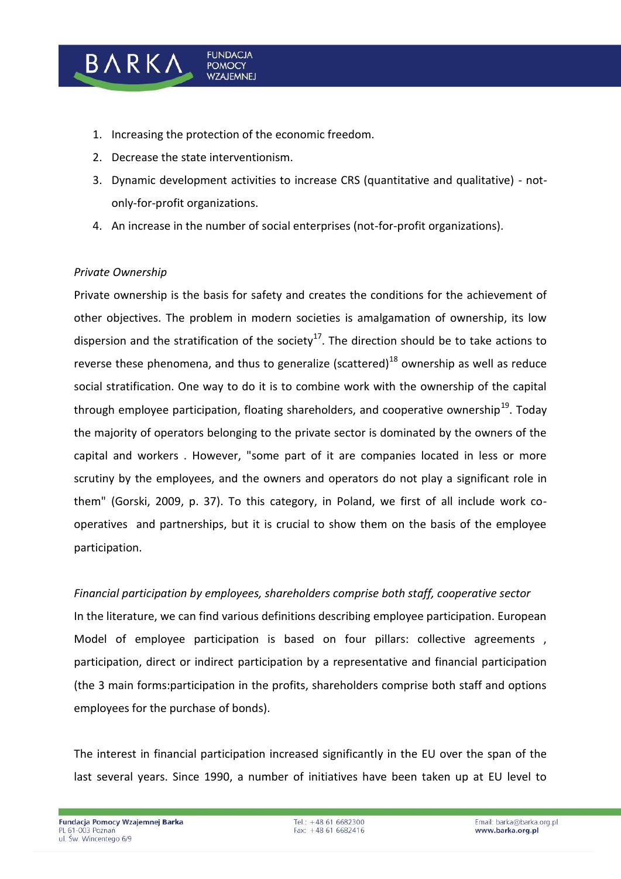1. Increasing the protection of the economic freedom.
2. Decrease the state interventionism.
3. Dynamic development activities to increase CRS (quantitative and qualitative) - not-only-for-profit organizations.
4. An increase in the number of social enterprises (not-for-profit organizations).

*Private Ownership*

Private ownership is the basis for safety and creates the conditions for the achievement of other objectives. The problem in modern societies is amalgamation of ownership, its low dispersion and the stratification of the society[17]. The direction should be to take actions to reverse these phenomena, and thus to generalize (scattered)[18] ownership as well as reduce social stratification. One way to do it is to combine work with the ownership of the capital through employee participation, floating shareholders, and cooperative ownership[19]. Today the majority of operators belonging to the private sector is dominated by the owners of the capital and workers . However, "some part of it are companies located in less or more scrutiny by the employees, and the owners and operators do not play a significant role in them" (Gorski, 2009, p. 37). To this category, in Poland, we first of all include work co-operatives and partnerships, but it is crucial to show them on the basis of the employee participation.

*Financial participation by employees, shareholders comprise both staff, cooperative sector*

In the literature, we can find various definitions describing employee participation. European Model of employee participation is based on four pillars: collective agreements , participation, direct or indirect participation by a representative and financial participation (the 3 main forms:participation in the profits, shareholders comprise both staff and options employees for the purchase of bonds).

The interest in financial participation increased significantly in the EU over the span of the last several years. Since 1990, a number of initiatives have been taken up at EU level to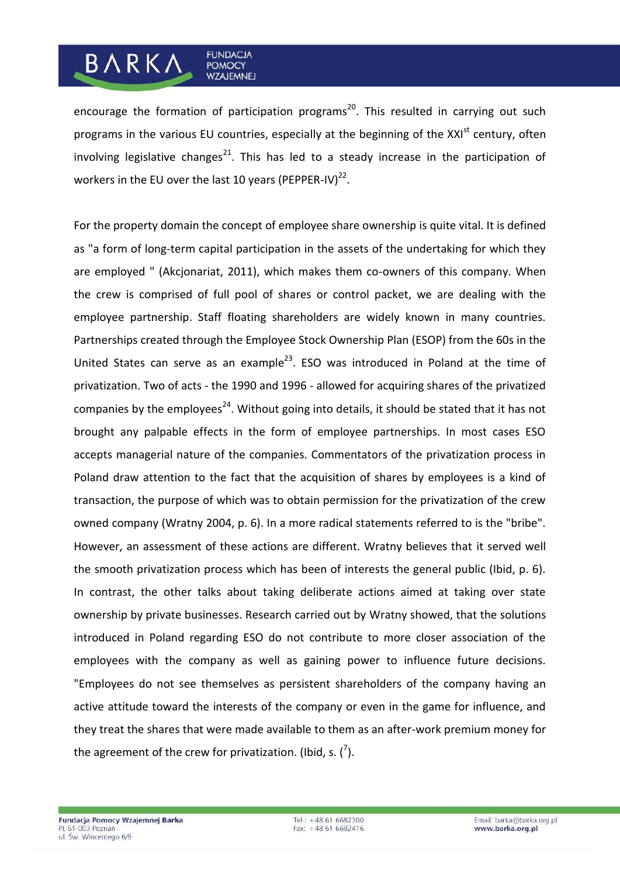encourage the formation of participation programs[20]. This resulted in carrying out such programs in the various EU countries, especially at the beginning of the XXI[st] century, often involving legislative changes[21]. This has led to a steady increase in the participation of workers in the EU over the last 10 years (PEPPER-IV)[22].

For the property domain the concept of employee share ownership is quite vital. It is defined as "a form of long-term capital participation in the assets of the undertaking for which they are employed " (Akcjonariat, 2011), which makes them co-owners of this company. When the crew is comprised of full pool of shares or control packet, we are dealing with the employee partnership. Staff floating shareholders are widely known in many countries. Partnerships created through the Employee Stock Ownership Plan (ESOP) from the 60s in the United States can serve as an example[23]. ESO was introduced in Poland at the time of privatization. Two of acts - the 1990 and 1996 - allowed for acquiring shares of the privatized companies by the employees[24]. Without going into details, it should be stated that it has not brought any palpable effects in the form of employee partnerships. In most cases ESO accepts managerial nature of the companies. Commentators of the privatization process in Poland draw attention to the fact that the acquisition of shares by employees is a kind of transaction, the purpose of which was to obtain permission for the privatization of the crew owned company (Wratny 2004, p. 6). In a more radical statements referred to is the "bribe". However, an assessment of these actions are different. Wratny believes that it served well the smooth privatization process which has been of interests the general public (Ibid, p. 6). In contrast, the other talks about taking deliberate actions aimed at taking over state ownership by private businesses. Research carried out by Wratny showed, that the solutions introduced in Poland regarding ESO do not contribute to more closer association of the employees with the company as well as gaining power to influence future decisions. "Employees do not see themselves as persistent shareholders of the company having an active attitude toward the interests of the company or even in the game for influence, and they treat the shares that were made available to them as an after-work premium money for the agreement of the crew for privatization. (Ibid, s. ([7]).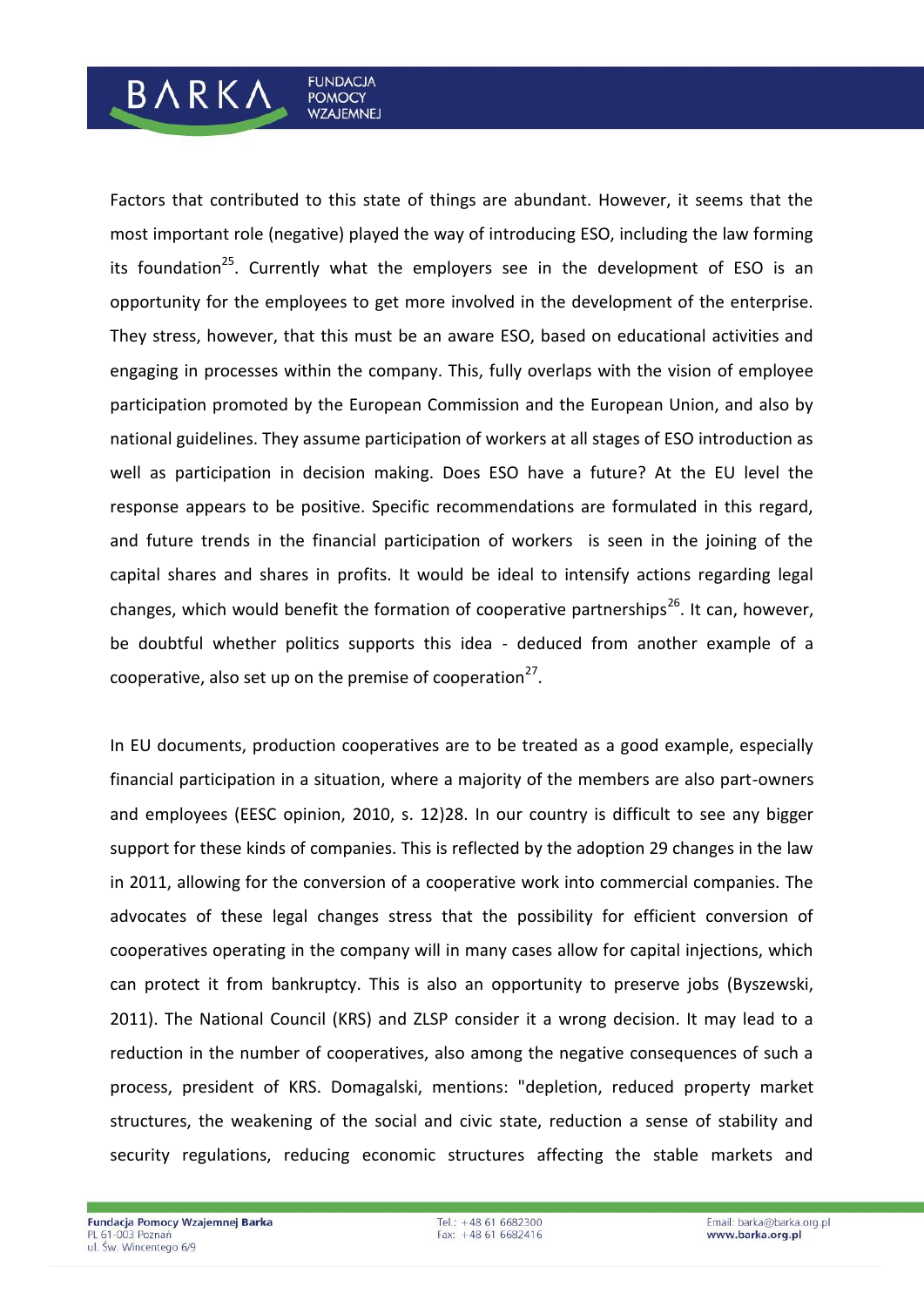Factors that contributed to this state of things are abundant. However, it seems that the most important role (negative) played the way of introducing ESO, including the law forming its foundation[25]. Currently what the employers see in the development of ESO is an opportunity for the employees to get more involved in the development of the enterprise. They stress, however, that this must be an aware ESO, based on educational activities and engaging in processes within the company. This, fully overlaps with the vision of employee participation promoted by the European Commission and the European Union, and also by national guidelines. They assume participation of workers at all stages of ESO introduction as well as participation in decision making. Does ESO have a future? At the EU level the response appears to be positive. Specific recommendations are formulated in this regard, and future trends in the financial participation of workers is seen in the joining of the capital shares and shares in profits. It would be ideal to intensify actions regarding legal changes, which would benefit the formation of cooperative partnerships[26]. It can, however, be doubtful whether politics supports this idea - deduced from another example of a cooperative, also set up on the premise of cooperation[27].

In EU documents, production cooperatives are to be treated as a good example, especially financial participation in a situation, where a majority of the members are also part-owners and employees (EESC opinion, 2010, s. 12)28. In our country is difficult to see any bigger support for these kinds of companies. This is reflected by the adoption 29 changes in the law in 2011, allowing for the conversion of a cooperative work into commercial companies. The advocates of these legal changes stress that the possibility for efficient conversion of cooperatives operating in the company will in many cases allow for capital injections, which can protect it from bankruptcy. This is also an opportunity to preserve jobs (Byszewski, 2011). The National Council (KRS) and ZLSP consider it a wrong decision. It may lead to a reduction in the number of cooperatives, also among the negative consequences of such a process, president of KRS. Domagalski, mentions: "depletion, reduced property market structures, the weakening of the social and civic state, reduction a sense of stability and security regulations, reducing economic structures affecting the stable markets and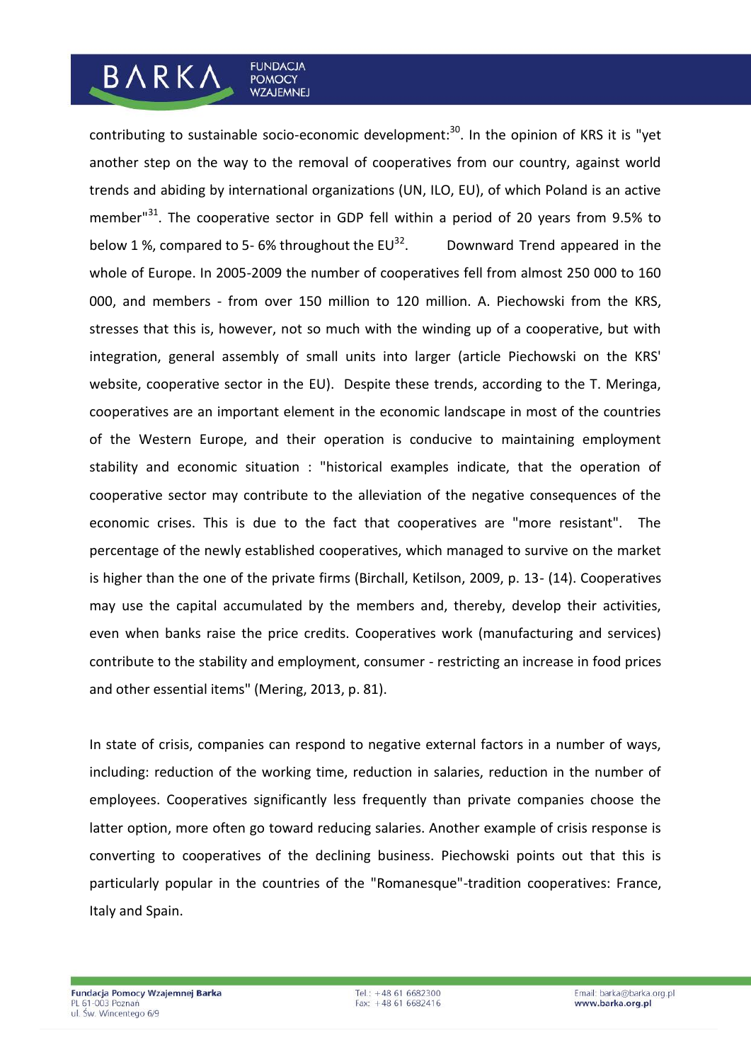contributing to sustainable socio-economic development:[30]. In the opinion of KRS it is "yet another step on the way to the removal of cooperatives from our country, against world trends and abiding by international organizations (UN, ILO, EU), of which Poland is an active member"[31]. The cooperative sector in GDP fell within a period of 20 years from 9.5% to below 1 %, compared to 5- 6% throughout the EU[32]. Downward Trend appeared in the whole of Europe. In 2005-2009 the number of cooperatives fell from almost 250 000 to 160 000, and members - from over 150 million to 120 million. A. Piechowski from the KRS, stresses that this is, however, not so much with the winding up of a cooperative, but with integration, general assembly of small units into larger (article Piechowski on the KRS' website, cooperative sector in the EU). Despite these trends, according to the T. Meringa, cooperatives are an important element in the economic landscape in most of the countries of the Western Europe, and their operation is conducive to maintaining employment stability and economic situation : "historical examples indicate, that the operation of cooperative sector may contribute to the alleviation of the negative consequences of the economic crises. This is due to the fact that cooperatives are "more resistant". The percentage of the newly established cooperatives, which managed to survive on the market is higher than the one of the private firms (Birchall, Ketilson, 2009, p. 13- (14). Cooperatives may use the capital accumulated by the members and, thereby, develop their activities, even when banks raise the price credits. Cooperatives work (manufacturing and services) contribute to the stability and employment, consumer - restricting an increase in food prices and other essential items" (Mering, 2013, p. 81).

In state of crisis, companies can respond to negative external factors in a number of ways, including: reduction of the working time, reduction in salaries, reduction in the number of employees. Cooperatives significantly less frequently than private companies choose the latter option, more often go toward reducing salaries. Another example of crisis response is converting to cooperatives of the declining business. Piechowski points out that this is particularly popular in the countries of the "Romanesque"-tradition cooperatives: France, Italy and Spain.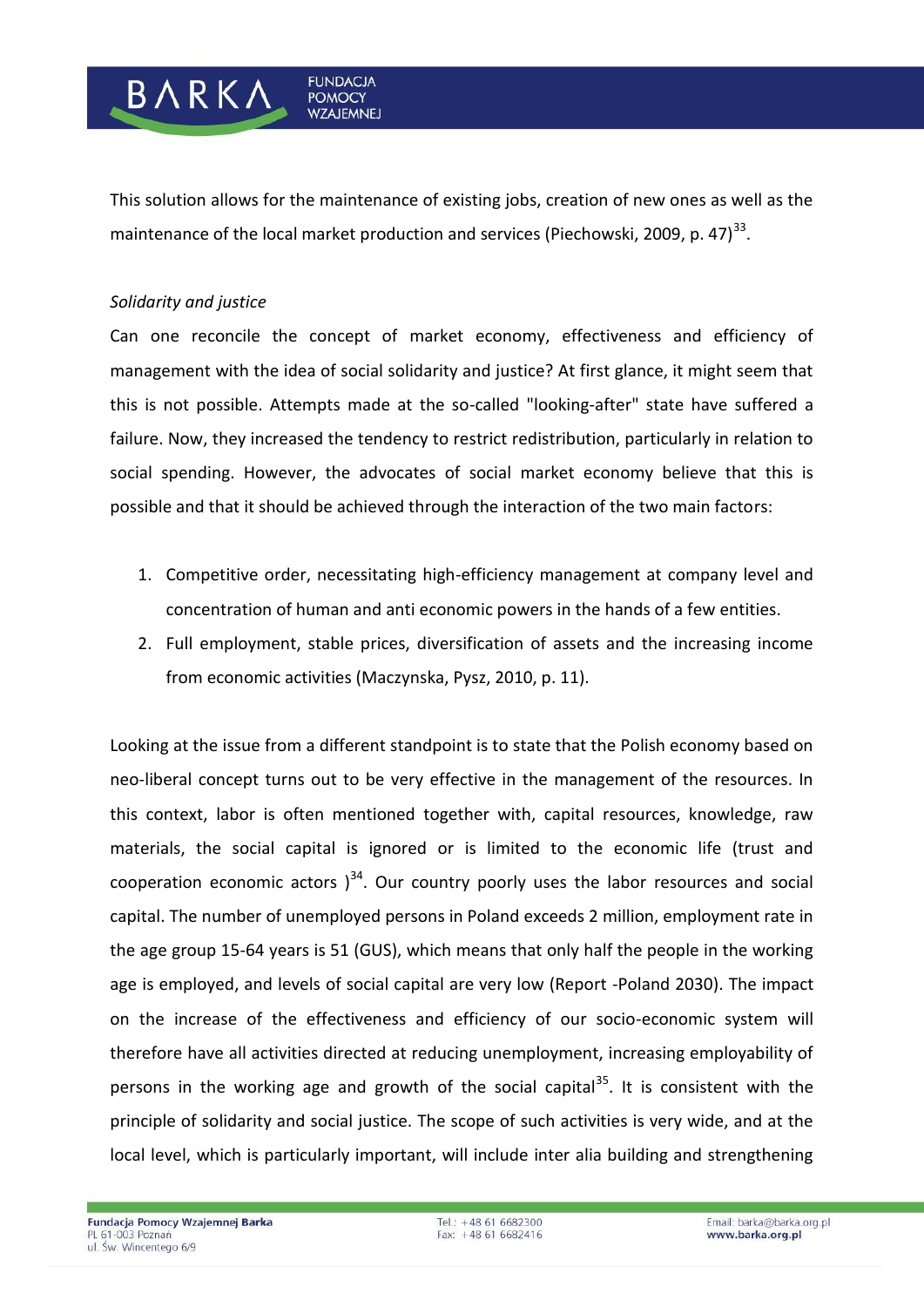This solution allows for the maintenance of existing jobs, creation of new ones as well as the maintenance of the local market production and services (Piechowski, 2009, p. 47)[33].

*Solidarity and justice*

Can one reconcile the concept of market economy, effectiveness and efficiency of management with the idea of social solidarity and justice? At first glance, it might seem that this is not possible. Attempts made at the so-called "looking-after" state have suffered a failure. Now, they increased the tendency to restrict redistribution, particularly in relation to social spending. However, the advocates of social market economy believe that this is possible and that it should be achieved through the interaction of the two main factors:

1. Competitive order, necessitating high-efficiency management at company level and concentration of human and anti economic powers in the hands of a few entities.
2. Full employment, stable prices, diversification of assets and the increasing income from economic activities (Maczynska, Pysz, 2010, p. 11).

Looking at the issue from a different standpoint is to state that the Polish economy based on neo-liberal concept turns out to be very effective in the management of the resources. In this context, labor is often mentioned together with, capital resources, knowledge, raw materials, the social capital is ignored or is limited to the economic life (trust and cooperation economic actors )[34]. Our country poorly uses the labor resources and social capital. The number of unemployed persons in Poland exceeds 2 million, employment rate in the age group 15-64 years is 51 (GUS), which means that only half the people in the working age is employed, and levels of social capital are very low (Report -Poland 2030). The impact on the increase of the effectiveness and efficiency of our socio-economic system will therefore have all activities directed at reducing unemployment, increasing employability of persons in the working age and growth of the social capital[35]. It is consistent with the principle of solidarity and social justice. The scope of such activities is very wide, and at the local level, which is particularly important, will include inter alia building and strengthening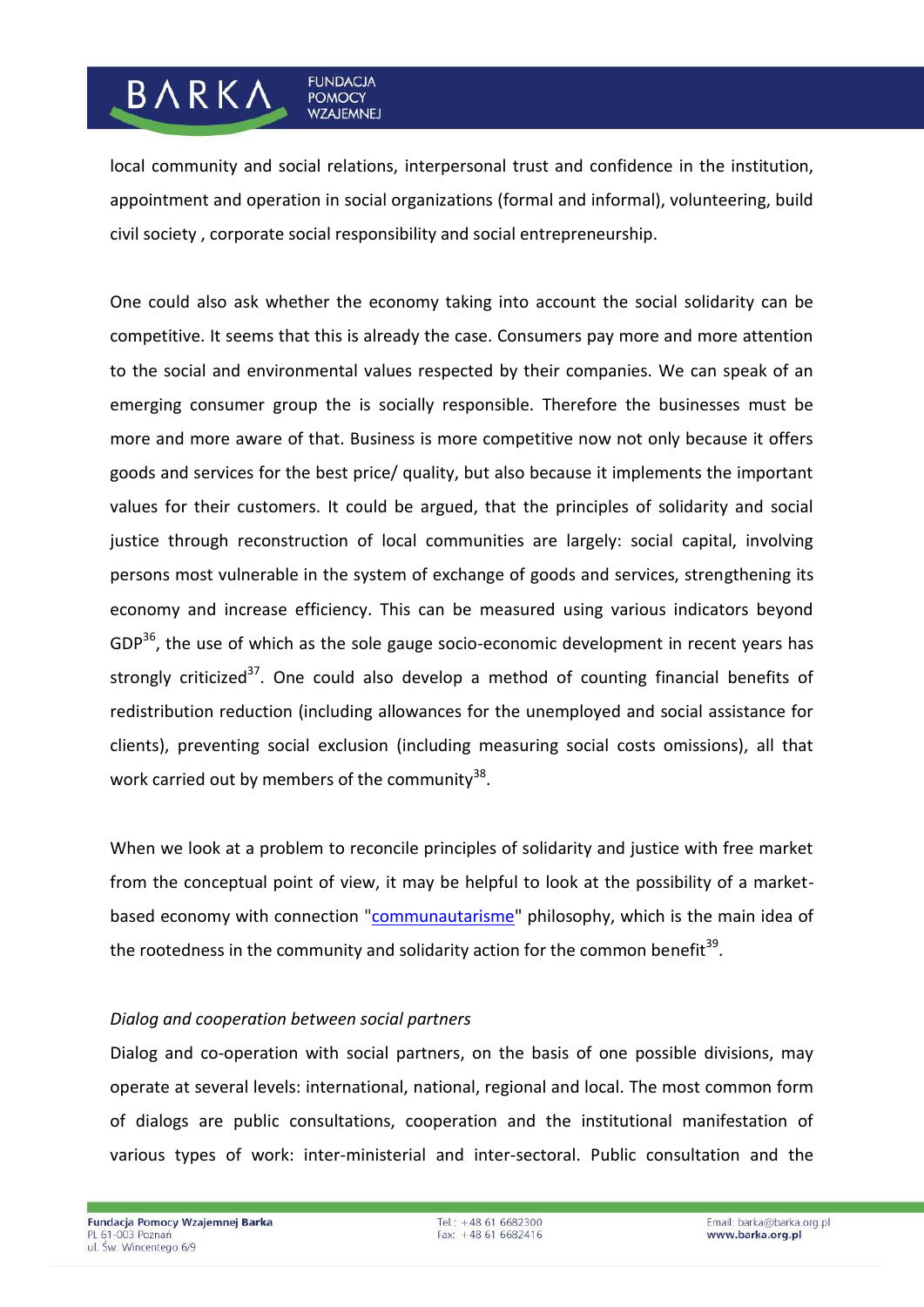local community and social relations, interpersonal trust and confidence in the institution, appointment and operation in social organizations (formal and informal), volunteering, build civil society , corporate social responsibility and social entrepreneurship.

One could also ask whether the economy taking into account the social solidarity can be competitive. It seems that this is already the case. Consumers pay more and more attention to the social and environmental values respected by their companies. We can speak of an emerging consumer group the is socially responsible. Therefore the businesses must be more and more aware of that. Business is more competitive now not only because it offers goods and services for the best price/ quality, but also because it implements the important values for their customers. It could be argued, that the principles of solidarity and social justice through reconstruction of local communities are largely: social capital, involving persons most vulnerable in the system of exchange of goods and services, strengthening its economy and increase efficiency. This can be measured using various indicators beyond GDP[36], the use of which as the sole gauge socio-economic development in recent years has strongly criticized[37]. One could also develop a method of counting financial benefits of redistribution reduction (including allowances for the unemployed and social assistance for clients), preventing social exclusion (including measuring social costs omissions), all that work carried out by members of the community[38].

When we look at a problem to reconcile principles of solidarity and justice with free market from the conceptual point of view, it may be helpful to look at the possibility of a market-based economy with connection "communautarisme" philosophy, which is the main idea of the rootedness in the community and solidarity action for the common benefit[39].

*Dialog and cooperation between social partners*

Dialog and co-operation with social partners, on the basis of one possible divisions, may operate at several levels: international, national, regional and local. The most common form of dialogs are public consultations, cooperation and the institutional manifestation of various types of work: inter-ministerial and inter-sectoral. Public consultation and the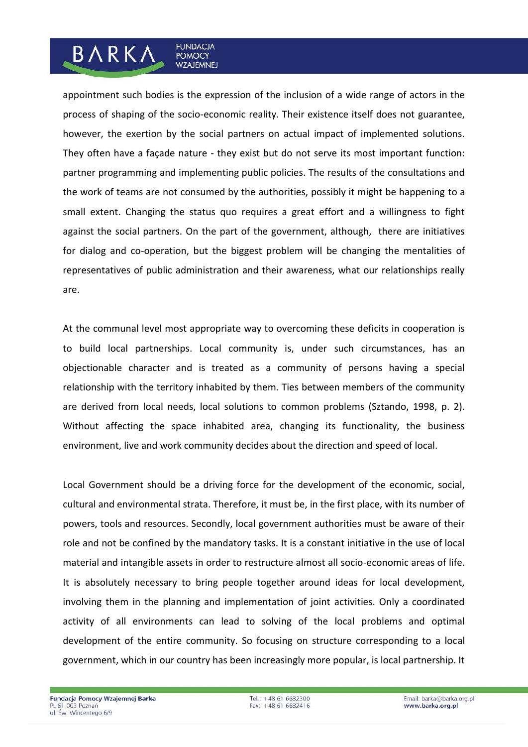appointment such bodies is the expression of the inclusion of a wide range of actors in the process of shaping of the socio-economic reality. Their existence itself does not guarantee, however, the exertion by the social partners on actual impact of implemented solutions. They often have a façade nature - they exist but do not serve its most important function: partner programming and implementing public policies. The results of the consultations and the work of teams are not consumed by the authorities, possibly it might be happening to a small extent. Changing the status quo requires a great effort and a willingness to fight against the social partners. On the part of the government, although, there are initiatives for dialog and co-operation, but the biggest problem will be changing the mentalities of representatives of public administration and their awareness, what our relationships really are.

At the communal level most appropriate way to overcoming these deficits in cooperation is to build local partnerships. Local community is, under such circumstances, has an objectionable character and is treated as a community of persons having a special relationship with the territory inhabited by them. Ties between members of the community are derived from local needs, local solutions to common problems (Sztando, 1998, p. 2). Without affecting the space inhabited area, changing its functionality, the business environment, live and work community decides about the direction and speed of local.

Local Government should be a driving force for the development of the economic, social, cultural and environmental strata. Therefore, it must be, in the first place, with its number of powers, tools and resources. Secondly, local government authorities must be aware of their role and not be confined by the mandatory tasks. It is a constant initiative in the use of local material and intangible assets in order to restructure almost all socio-economic areas of life. It is absolutely necessary to bring people together around ideas for local development, involving them in the planning and implementation of joint activities. Only a coordinated activity of all environments can lead to solving of the local problems and optimal development of the entire community. So focusing on structure corresponding to a local government, which in our country has been increasingly more popular, is local partnership. It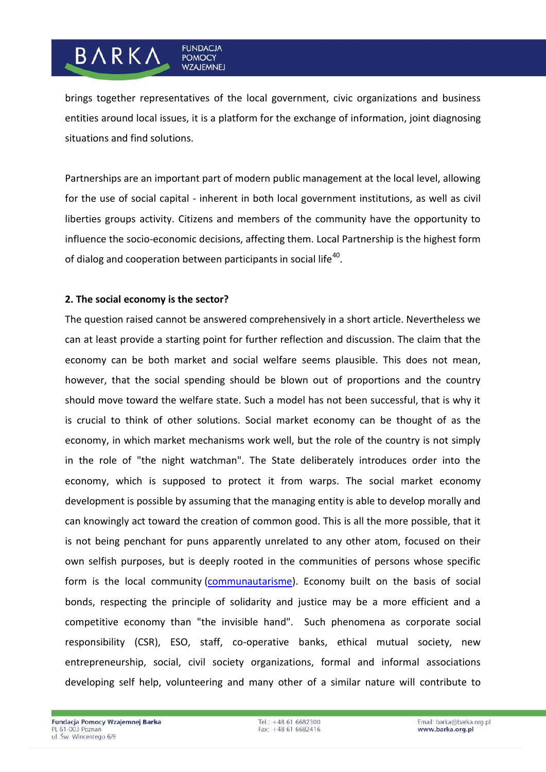brings together representatives of the local government, civic organizations and business entities around local issues, it is a platform for the exchange of information, joint diagnosing situations and find solutions.

Partnerships are an important part of modern public management at the local level, allowing for the use of social capital - inherent in both local government institutions, as well as civil liberties groups activity. Citizens and members of the community have the opportunity to influence the socio-economic decisions, affecting them. Local Partnership is the highest form of dialog and cooperation between participants in social life[40].

**2. The social economy is the sector?**

The question raised cannot be answered comprehensively in a short article. Nevertheless we can at least provide a starting point for further reflection and discussion. The claim that the economy can be both market and social welfare seems plausible. This does not mean, however, that the social spending should be blown out of proportions and the country should move toward the welfare state. Such a model has not been successful, that is why it is crucial to think of other solutions. Social market economy can be thought of as the economy, in which market mechanisms work well, but the role of the country is not simply in the role of "the night watchman". The State deliberately introduces order into the economy, which is supposed to protect it from warps. The social market economy development is possible by assuming that the managing entity is able to develop morally and can knowingly act toward the creation of common good. This is all the more possible, that it is not being penchant for puns apparently unrelated to any other atom, focused on their own selfish purposes, but is deeply rooted in the communities of persons whose specific form is the local community (communautarisme). Economy built on the basis of social bonds, respecting the principle of solidarity and justice may be a more efficient and a competitive economy than "the invisible hand". Such phenomena as corporate social responsibility (CSR), ESO, staff, co-operative banks, ethical mutual society, new entrepreneurship, social, civil society organizations, formal and informal associations developing self help, volunteering and many other of a similar nature will contribute to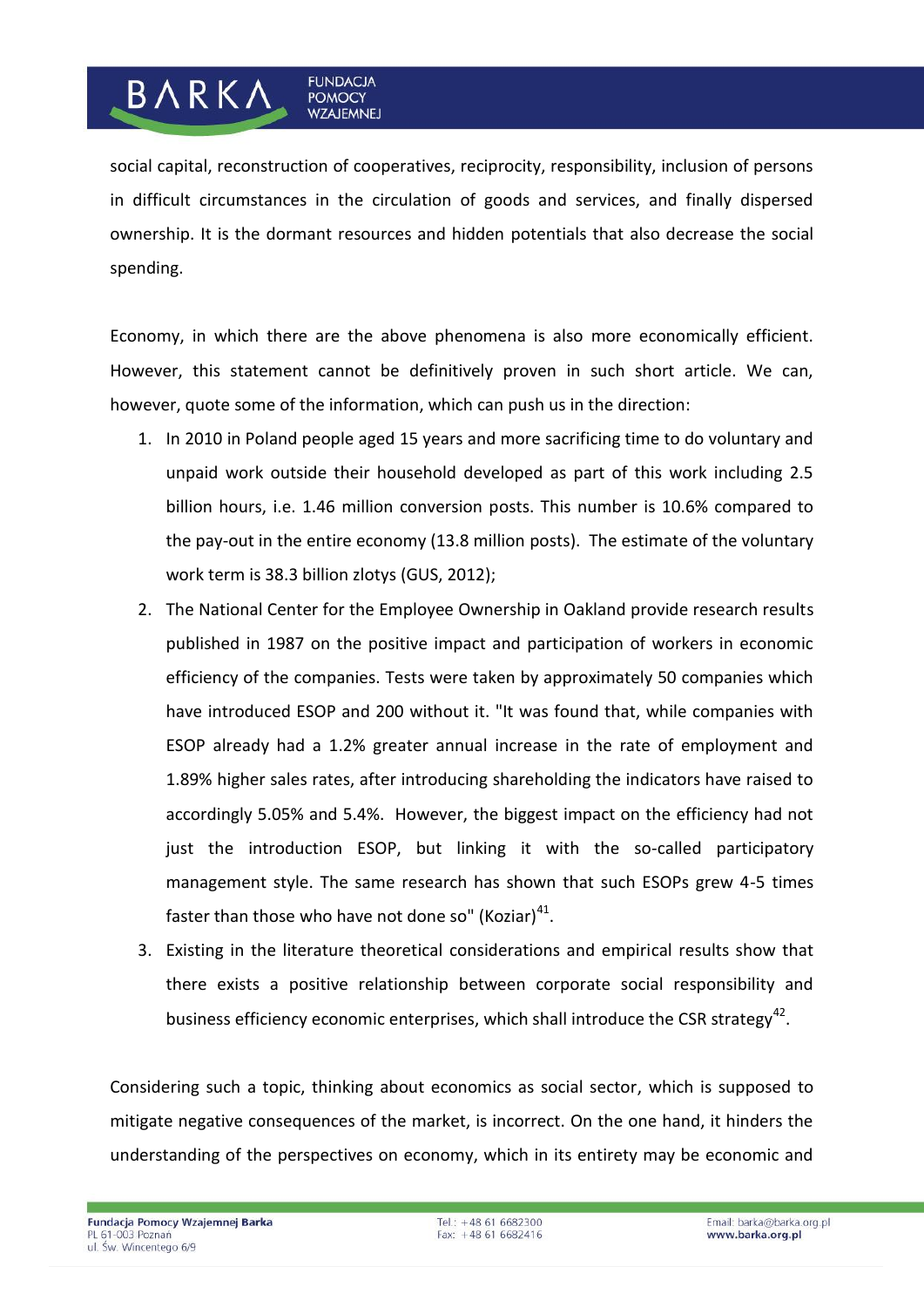social capital, reconstruction of cooperatives, reciprocity, responsibility, inclusion of persons in difficult circumstances in the circulation of goods and services, and finally dispersed ownership. It is the dormant resources and hidden potentials that also decrease the social spending.

Economy, in which there are the above phenomena is also more economically efficient. However, this statement cannot be definitively proven in such short article. We can, however, quote some of the information, which can push us in the direction:

1. In 2010 in Poland people aged 15 years and more sacrificing time to do voluntary and unpaid work outside their household developed as part of this work including 2.5 billion hours, i.e. 1.46 million conversion posts. This number is 10.6% compared to the pay-out in the entire economy (13.8 million posts). The estimate of the voluntary work term is 38.3 billion zlotys (GUS, 2012);
2. The National Center for the Employee Ownership in Oakland provide research results published in 1987 on the positive impact and participation of workers in economic efficiency of the companies. Tests were taken by approximately 50 companies which have introduced ESOP and 200 without it. "It was found that, while companies with ESOP already had a 1.2% greater annual increase in the rate of employment and 1.89% higher sales rates, after introducing shareholding the indicators have raised to accordingly 5.05% and 5.4%. However, the biggest impact on the efficiency had not just the introduction ESOP, but linking it with the so-called participatory management style. The same research has shown that such ESOPs grew 4-5 times faster than those who have not done so" (Koziar)[41].
3. Existing in the literature theoretical considerations and empirical results show that there exists a positive relationship between corporate social responsibility and business efficiency economic enterprises, which shall introduce the CSR strategy[42].

Considering such a topic, thinking about economics as social sector, which is supposed to mitigate negative consequences of the market, is incorrect. On the one hand, it hinders the understanding of the perspectives on economy, which in its entirety may be economic and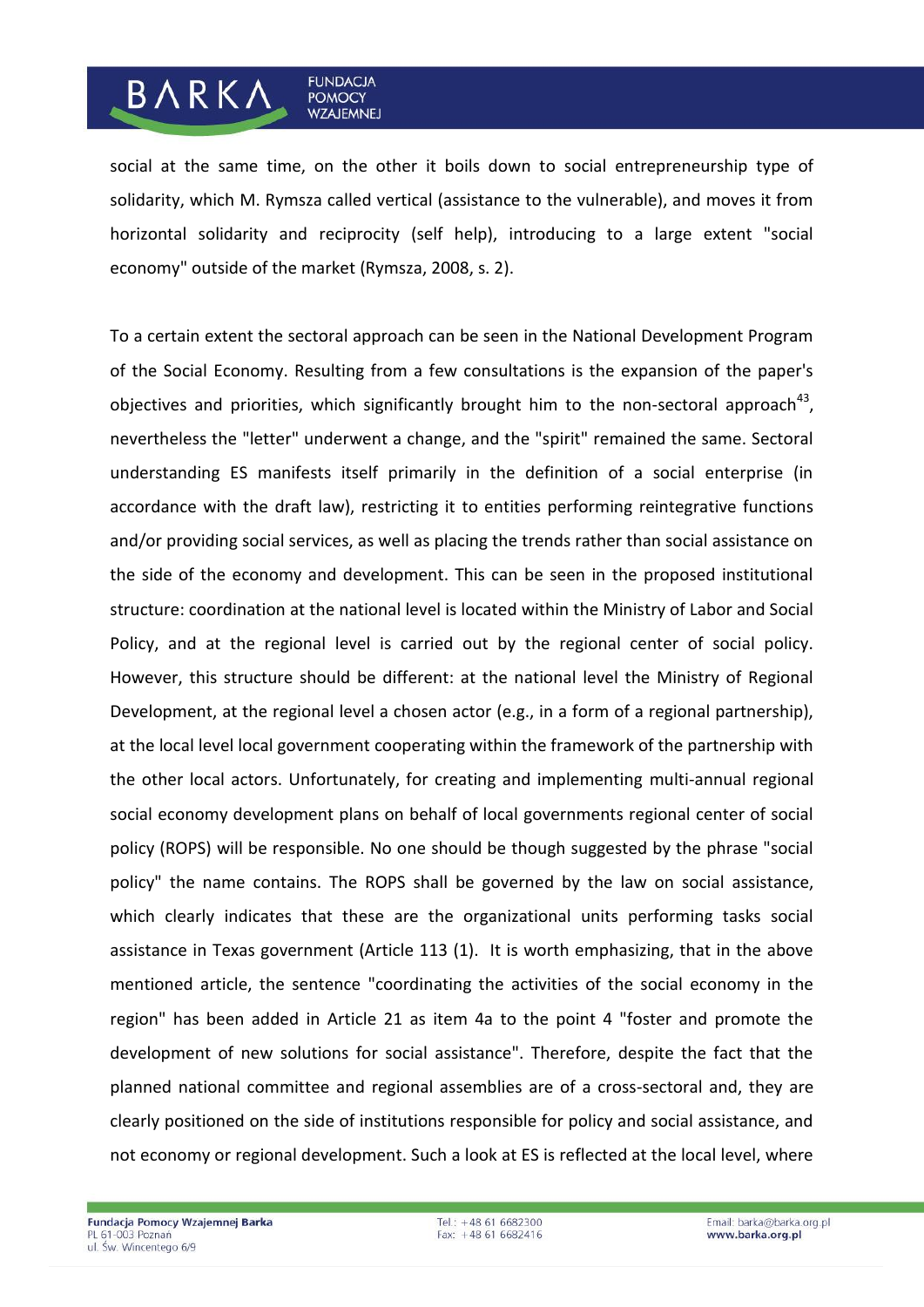social at the same time, on the other it boils down to social entrepreneurship type of solidarity, which M. Rymsza called vertical (assistance to the vulnerable), and moves it from horizontal solidarity and reciprocity (self help), introducing to a large extent "social economy" outside of the market (Rymsza, 2008, s. 2).

To a certain extent the sectoral approach can be seen in the National Development Program of the Social Economy. Resulting from a few consultations is the expansion of the paper's objectives and priorities, which significantly brought him to the non-sectoral approach[43], nevertheless the "letter" underwent a change, and the "spirit" remained the same. Sectoral understanding ES manifests itself primarily in the definition of a social enterprise (in accordance with the draft law), restricting it to entities performing reintegrative functions and/or providing social services, as well as placing the trends rather than social assistance on the side of the economy and development. This can be seen in the proposed institutional structure: coordination at the national level is located within the Ministry of Labor and Social Policy, and at the regional level is carried out by the regional center of social policy. However, this structure should be different: at the national level the Ministry of Regional Development, at the regional level a chosen actor (e.g., in a form of a regional partnership), at the local level local government cooperating within the framework of the partnership with the other local actors. Unfortunately, for creating and implementing multi-annual regional social economy development plans on behalf of local governments regional center of social policy (ROPS) will be responsible. No one should be though suggested by the phrase "social policy" the name contains. The ROPS shall be governed by the law on social assistance, which clearly indicates that these are the organizational units performing tasks social assistance in Texas government (Article 113 (1). It is worth emphasizing, that in the above mentioned article, the sentence "coordinating the activities of the social economy in the region" has been added in Article 21 as item 4a to the point 4 "foster and promote the development of new solutions for social assistance". Therefore, despite the fact that the planned national committee and regional assemblies are of a cross-sectoral and, they are clearly positioned on the side of institutions responsible for policy and social assistance, and not economy or regional development. Such a look at ES is reflected at the local level, where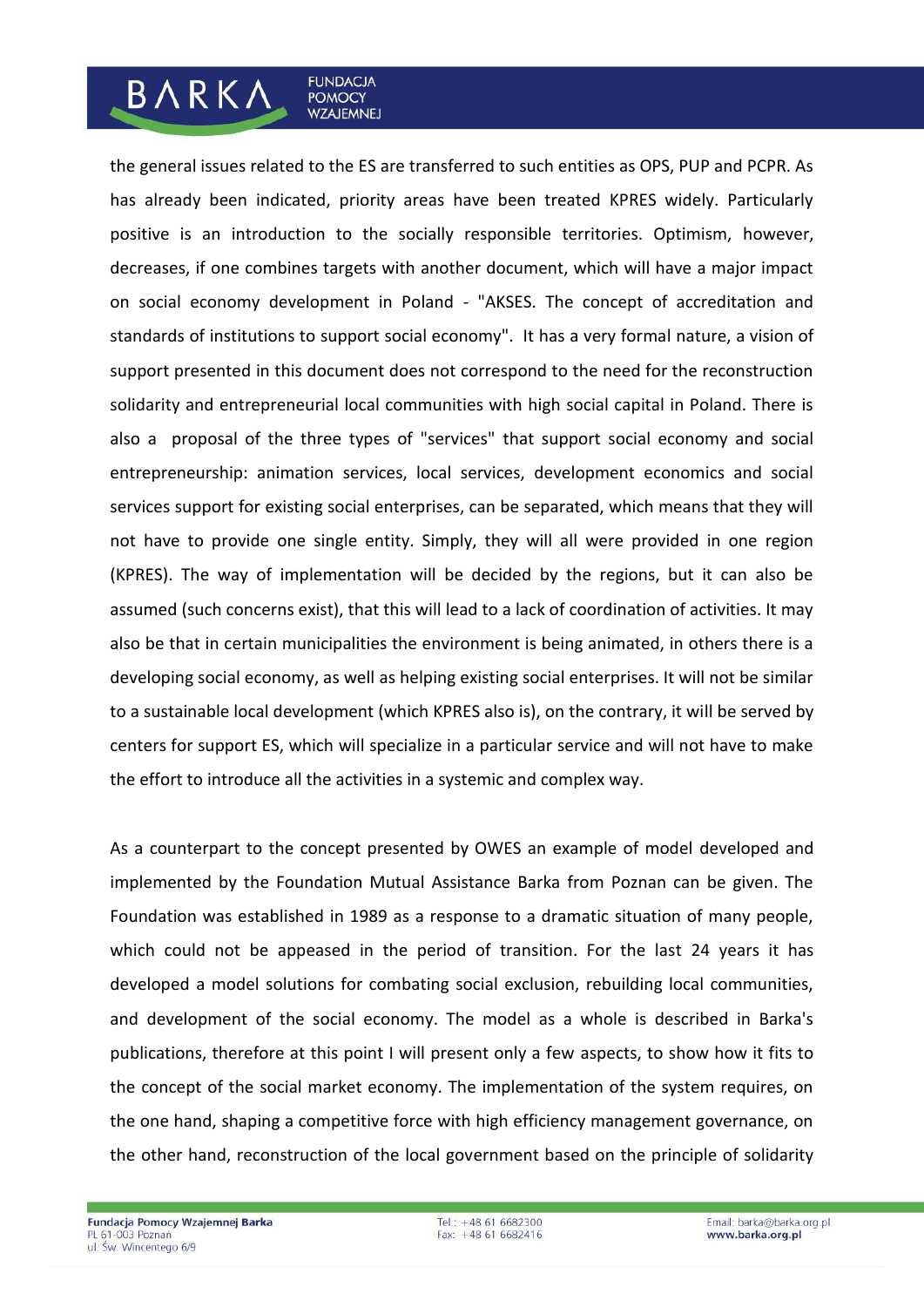the general issues related to the ES are transferred to such entities as OPS, PUP and PCPR. As has already been indicated, priority areas have been treated KPRES widely. Particularly positive is an introduction to the socially responsible territories. Optimism, however, decreases, if one combines targets with another document, which will have a major impact on social economy development in Poland - "AKSES. The concept of accreditation and standards of institutions to support social economy". It has a very formal nature, a vision of support presented in this document does not correspond to the need for the reconstruction solidarity and entrepreneurial local communities with high social capital in Poland. There is also a proposal of the three types of "services" that support social economy and social entrepreneurship: animation services, local services, development economics and social services support for existing social enterprises, can be separated, which means that they will not have to provide one single entity. Simply, they will all were provided in one region (KPRES). The way of implementation will be decided by the regions, but it can also be assumed (such concerns exist), that this will lead to a lack of coordination of activities. It may also be that in certain municipalities the environment is being animated, in others there is a developing social economy, as well as helping existing social enterprises. It will not be similar to a sustainable local development (which KPRES also is), on the contrary, it will be served by centers for support ES, which will specialize in a particular service and will not have to make the effort to introduce all the activities in a systemic and complex way.

As a counterpart to the concept presented by OWES an example of model developed and implemented by the Foundation Mutual Assistance Barka from Poznan can be given. The Foundation was established in 1989 as a response to a dramatic situation of many people, which could not be appeased in the period of transition. For the last 24 years it has developed a model solutions for combating social exclusion, rebuilding local communities, and development of the social economy. The model as a whole is described in Barka's publications, therefore at this point I will present only a few aspects, to show how it fits to the concept of the social market economy. The implementation of the system requires, on the one hand, shaping a competitive force with high efficiency management governance, on the other hand, reconstruction of the local government based on the principle of solidarity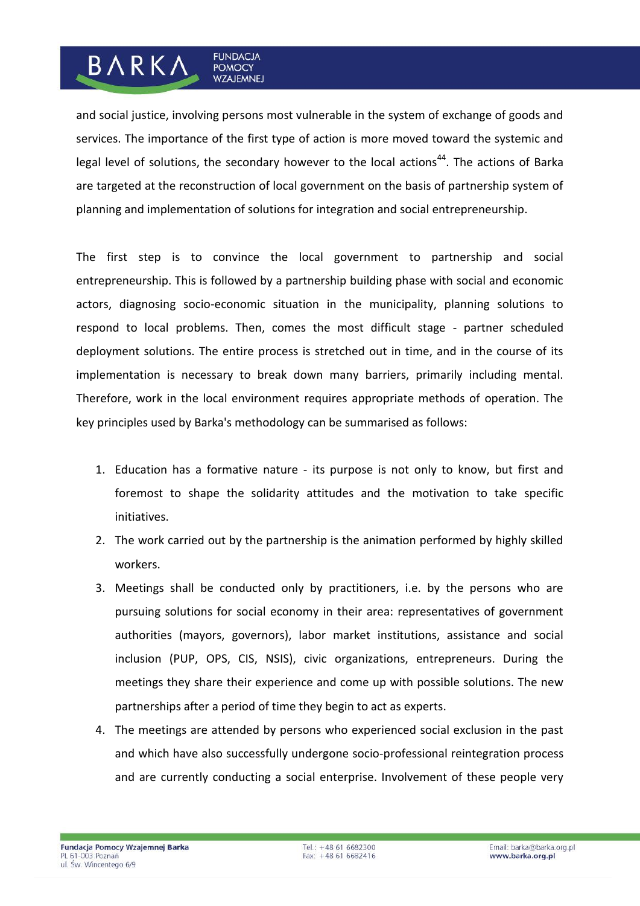and social justice, involving persons most vulnerable in the system of exchange of goods and services. The importance of the first type of action is more moved toward the systemic and legal level of solutions, the secondary however to the local actions[44]. The actions of Barka are targeted at the reconstruction of local government on the basis of partnership system of planning and implementation of solutions for integration and social entrepreneurship.

The first step is to convince the local government to partnership and social entrepreneurship. This is followed by a partnership building phase with social and economic actors, diagnosing socio-economic situation in the municipality, planning solutions to respond to local problems. Then, comes the most difficult stage - partner scheduled deployment solutions. The entire process is stretched out in time, and in the course of its implementation is necessary to break down many barriers, primarily including mental. Therefore, work in the local environment requires appropriate methods of operation. The key principles used by Barka's methodology can be summarised as follows:

1. Education has a formative nature - its purpose is not only to know, but first and foremost to shape the solidarity attitudes and the motivation to take specific initiatives.
2. The work carried out by the partnership is the animation performed by highly skilled workers.
3. Meetings shall be conducted only by practitioners, i.e. by the persons who are pursuing solutions for social economy in their area: representatives of government authorities (mayors, governors), labor market institutions, assistance and social inclusion (PUP, OPS, CIS, NSIS), civic organizations, entrepreneurs. During the meetings they share their experience and come up with possible solutions. The new partnerships after a period of time they begin to act as experts.
4. The meetings are attended by persons who experienced social exclusion in the past and which have also successfully undergone socio-professional reintegration process and are currently conducting a social enterprise. Involvement of these people very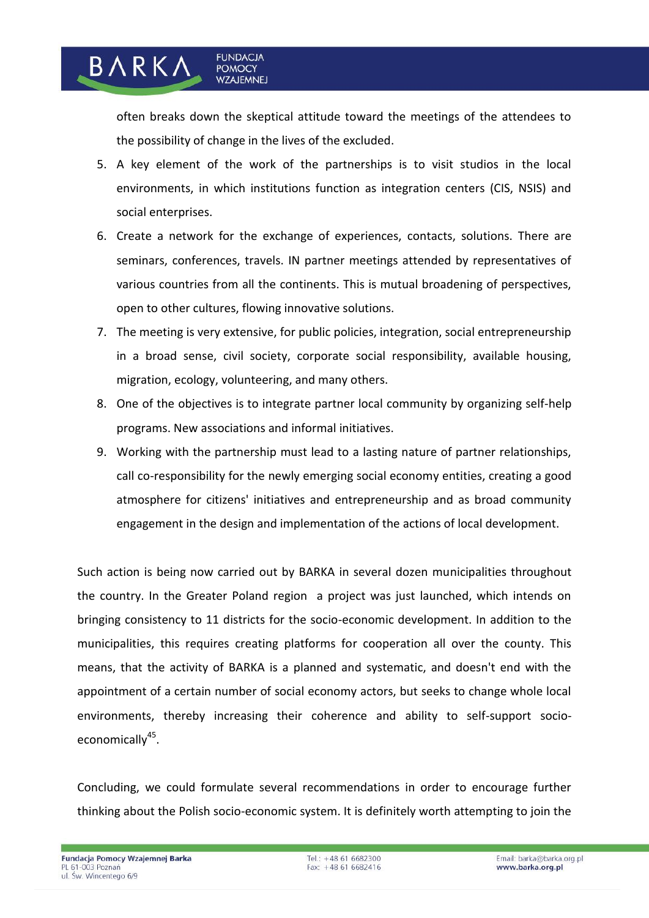often breaks down the skeptical attitude toward the meetings of the attendees to the possibility of change in the lives of the excluded.

5. A key element of the work of the partnerships is to visit studios in the local environments, in which institutions function as integration centers (CIS, NSIS) and social enterprises.
6. Create a network for the exchange of experiences, contacts, solutions. There are seminars, conferences, travels. IN partner meetings attended by representatives of various countries from all the continents. This is mutual broadening of perspectives, open to other cultures, flowing innovative solutions.
7. The meeting is very extensive, for public policies, integration, social entrepreneurship in a broad sense, civil society, corporate social responsibility, available housing, migration, ecology, volunteering, and many others.
8. One of the objectives is to integrate partner local community by organizing self-help programs. New associations and informal initiatives.
9. Working with the partnership must lead to a lasting nature of partner relationships, call co-responsibility for the newly emerging social economy entities, creating a good atmosphere for citizens' initiatives and entrepreneurship and as broad community engagement in the design and implementation of the actions of local development.

Such action is being now carried out by BARKA in several dozen municipalities throughout the country. In the Greater Poland region a project was just launched, which intends on bringing consistency to 11 districts for the socio-economic development. In addition to the municipalities, this requires creating platforms for cooperation all over the county. This means, that the activity of BARKA is a planned and systematic, and doesn't end with the appointment of a certain number of social economy actors, but seeks to change whole local environments, thereby increasing their coherence and ability to self-support socio-economically[45].

Concluding, we could formulate several recommendations in order to encourage further thinking about the Polish socio-economic system. It is definitely worth attempting to join the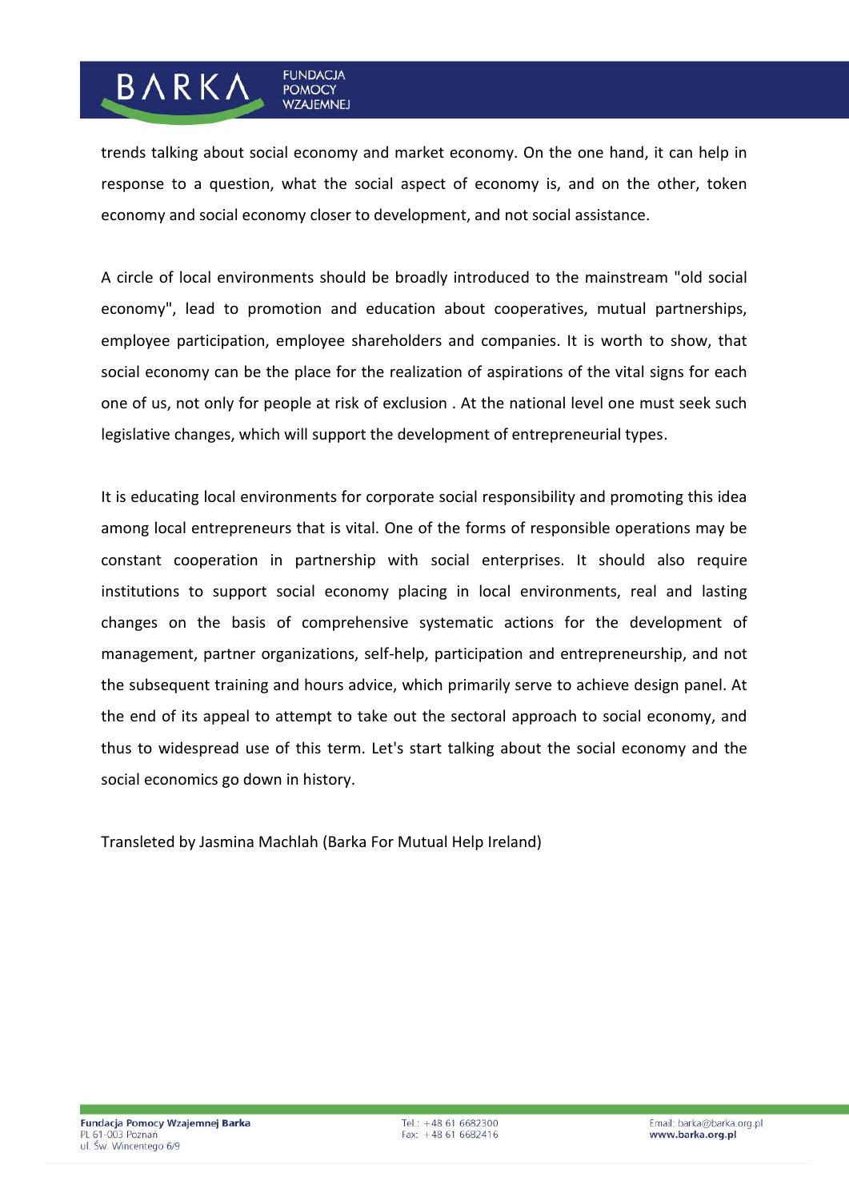trends talking about social economy and market economy. On the one hand, it can help in response to a question, what the social aspect of economy is, and on the other, token economy and social economy closer to development, and not social assistance.

A circle of local environments should be broadly introduced to the mainstream "old social economy", lead to promotion and education about cooperatives, mutual partnerships, employee participation, employee shareholders and companies. It is worth to show, that social economy can be the place for the realization of aspirations of the vital signs for each one of us, not only for people at risk of exclusion . At the national level one must seek such legislative changes, which will support the development of entrepreneurial types.

It is educating local environments for corporate social responsibility and promoting this idea among local entrepreneurs that is vital. One of the forms of responsible operations may be constant cooperation in partnership with social enterprises. It should also require institutions to support social economy placing in local environments, real and lasting changes on the basis of comprehensive systematic actions for the development of management, partner organizations, self-help, participation and entrepreneurship, and not the subsequent training and hours advice, which primarily serve to achieve design panel. At the end of its appeal to attempt to take out the sectoral approach to social economy, and thus to widespread use of this term. Let's start talking about the social economy and the social economics go down in history.

Transleted by Jasmina Machlah (Barka For Mutual Help Ireland)